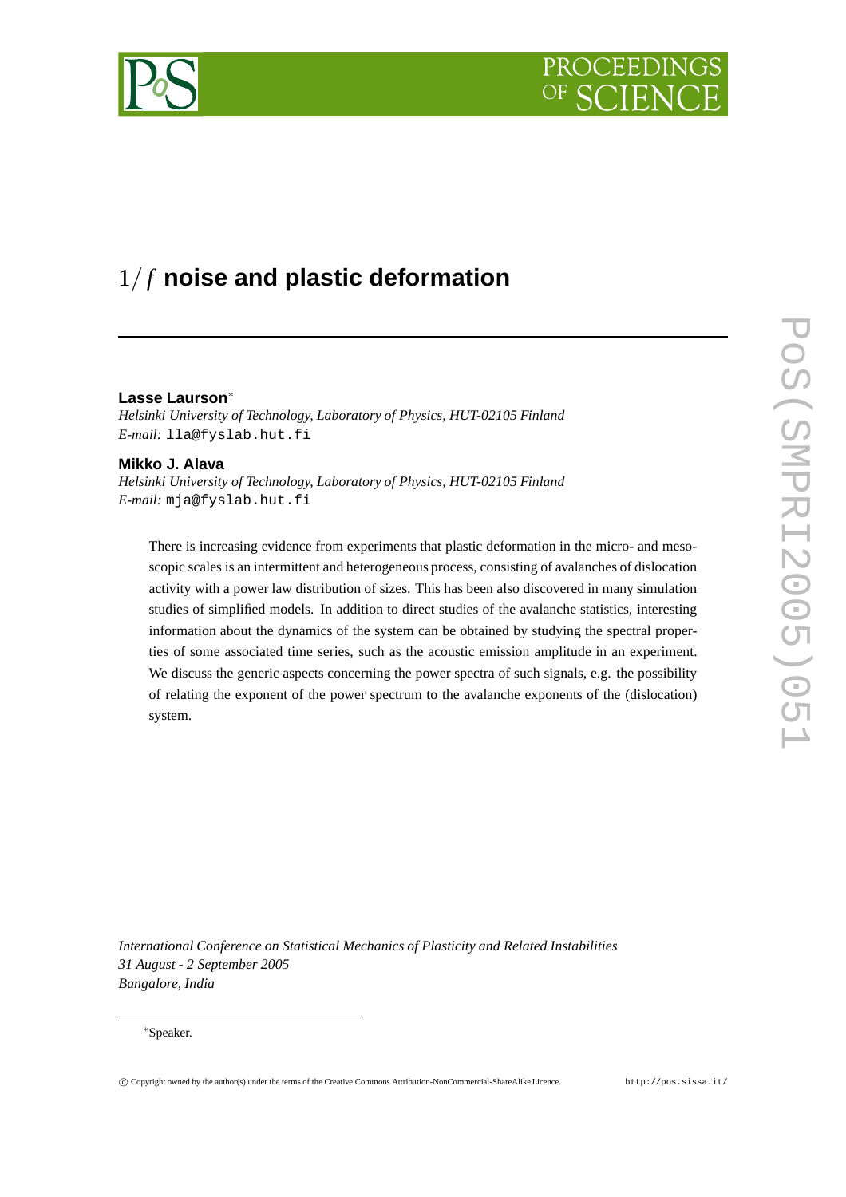# $1/f$ noise and plastic deformation

**Lasse Laurson***

*Helsinki University of Technology, Laboratory of Physics, HUT-02105 Finland*
*E-mail:* lla@fyslab.hut.fi

**Mikko J. Alava**

*Helsinki University of Technology, Laboratory of Physics, HUT-02105 Finland*
*E-mail:* mja@fyslab.hut.fi

There is increasing evidence from experiments that plastic deformation in the micro- and mesoscopic scales is an intermittent and heterogeneous process, consisting of avalanches of dislocation activity with a power law distribution of sizes. This has been also discovered in many simulation studies of simplified models. In addition to direct studies of the avalanche statistics, interesting information about the dynamics of the system can be obtained by studying the spectral properties of some associated time series, such as the acoustic emission amplitude in an experiment. We discuss the generic aspects concerning the power spectra of such signals, e.g. the possibility of relating the exponent of the power spectrum to the avalanche exponents of the (dislocation) system.

*International Conference on Statistical Mechanics of Plasticity and Related Instabilities*
*31 August - 2 September 2005*
*Bangalore, India*

*Speaker.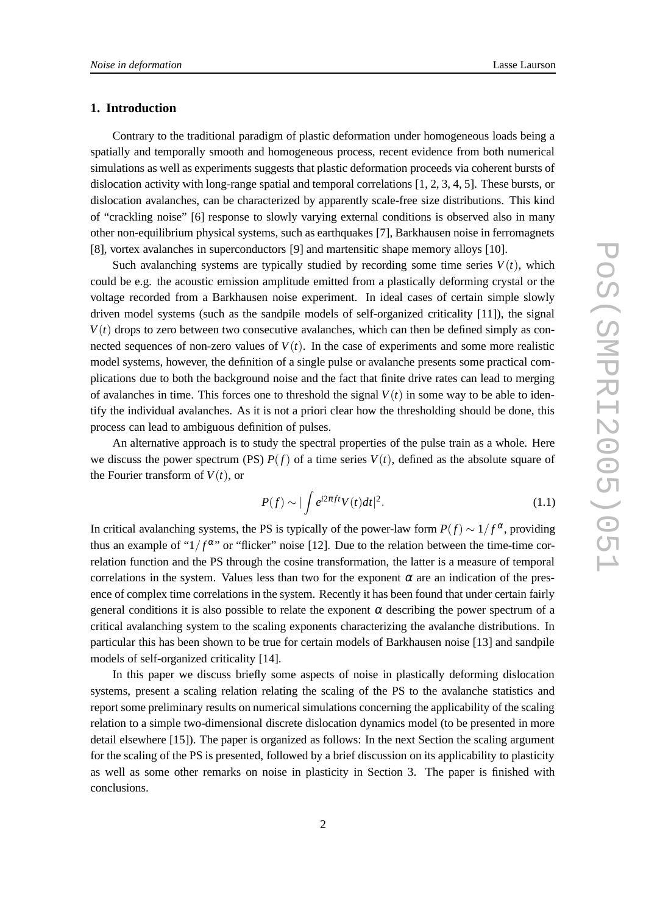## 1. Introduction

Contrary to the traditional paradigm of plastic deformation under homogeneous loads being a spatially and temporally smooth and homogeneous process, recent evidence from both numerical simulations as well as experiments suggests that plastic deformation proceeds via coherent bursts of dislocation activity with long-range spatial and temporal correlations [1, 2, 3, 4, 5]. These bursts, or dislocation avalanches, can be characterized by apparently scale-free size distributions. This kind of "crackling noise" [6] response to slowly varying external conditions is observed also in many other non-equilibrium physical systems, such as earthquakes [7], Barkhausen noise in ferromagnets [8], vortex avalanches in superconductors [9] and martensitic shape memory alloys [10].

Such avalanching systems are typically studied by recording some time series $V(t)$, which could be e.g. the acoustic emission amplitude emitted from a plastically deforming crystal or the voltage recorded from a Barkhausen noise experiment. In ideal cases of certain simple slowly driven model systems (such as the sandpile models of self-organized criticality [11]), the signal $V(t)$ drops to zero between two consecutive avalanches, which can then be defined simply as connected sequences of non-zero values of $V(t)$. In the case of experiments and some more realistic model systems, however, the definition of a single pulse or avalanche presents some practical complications due to both the background noise and the fact that finite drive rates can lead to merging of avalanches in time. This forces one to threshold the signal $V(t)$ in some way to be able to identify the individual avalanches. As it is not a priori clear how the thresholding should be done, this process can lead to ambiguous definition of pulses.

An alternative approach is to study the spectral properties of the pulse train as a whole. Here we discuss the power spectrum (PS) $P(f)$ of a time series $V(t)$, defined as the absolute square of the Fourier transform of $V(t)$, or

$$P(f) \sim |\int e^{i2\pi ft} V(t) dt|^2. \tag{1.1}$$

In critical avalanching systems, the PS is typically of the power-law form $P(f) \sim 1/f^{\alpha}$, providing thus an example of "$1/f^{\alpha}$" or "flicker" noise [12]. Due to the relation between the time-time correlation function and the PS through the cosine transformation, the latter is a measure of temporal correlations in the system. Values less than two for the exponent $\alpha$ are an indication of the presence of complex time correlations in the system. Recently it has been found that under certain fairly general conditions it is also possible to relate the exponent $\alpha$ describing the power spectrum of a critical avalanching system to the scaling exponents characterizing the avalanche distributions. In particular this has been shown to be true for certain models of Barkhausen noise [13] and sandpile models of self-organized criticality [14].

In this paper we discuss briefly some aspects of noise in plastically deforming dislocation systems, present a scaling relation relating the scaling of the PS to the avalanche statistics and report some preliminary results on numerical simulations concerning the applicability of the scaling relation to a simple two-dimensional discrete dislocation dynamics model (to be presented in more detail elsewhere [15]). The paper is organized as follows: In the next Section the scaling argument for the scaling of the PS is presented, followed by a brief discussion on its applicability to plasticity as well as some other remarks on noise in plasticity in Section 3. The paper is finished with conclusions.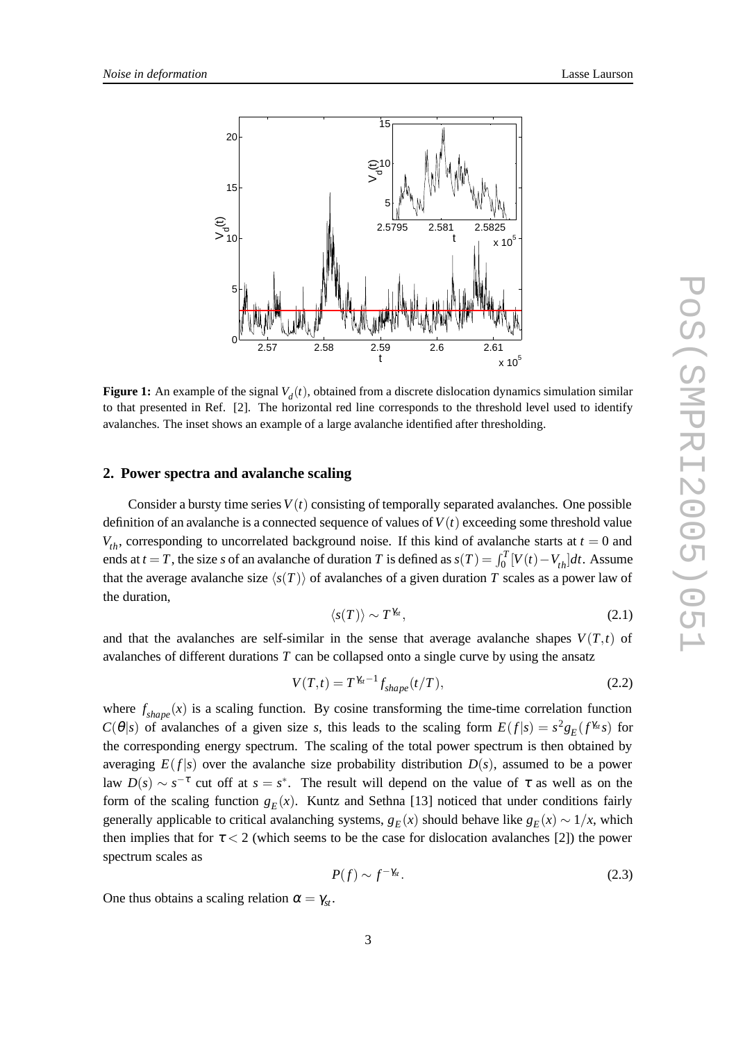**Figure 1:** An example of the signal $V_d(t)$, obtained from a discrete dislocation dynamics simulation similar to that presented in Ref. [2]. The horizontal red line corresponds to the threshold level used to identify avalanches. The inset shows an example of a large avalanche identified after thresholding.

## 2. Power spectra and avalanche scaling

Consider a bursty time series $V(t)$ consisting of temporally separated avalanches. One possible definition of an avalanche is a connected sequence of values of $V(t)$ exceeding some threshold value $V_{th}$, corresponding to uncorrelated background noise. If this kind of avalanche starts at $t = 0$ and ends at $t = T$, the size $s$ of an avalanche of duration $T$ is defined as $s(T) = \int_0^T [V(t) - V_{th}]dt$. Assume that the average avalanche size $\langle s(T) \rangle$ of avalanches of a given duration $T$ scales as a power law of the duration,

$$\langle s(T) \rangle \sim T^{\gamma_{st}}, \tag{2.1}$$

and that the avalanches are self-similar in the sense that average avalanche shapes $V(T,t)$ of avalanches of different durations $T$ can be collapsed onto a single curve by using the ansatz

$$V(T,t) = T^{\gamma_{st}-1} f_{shape}(t/T), \tag{2.2}$$

where $f_{shape}(x)$ is a scaling function. By cosine transforming the time-time correlation function $C(\theta|s)$ of avalanches of a given size $s$, this leads to the scaling form $E(f|s) = s^2 g_E(f^{\gamma_{st}} s)$ for the corresponding energy spectrum. The scaling of the total power spectrum is then obtained by averaging $E(f|s)$ over the avalanche size probability distribution $D(s)$, assumed to be a power law $D(s) \sim s^{-\tau}$ cut off at $s = s^*$. The result will depend on the value of $\tau$ as well as on the form of the scaling function $g_E(x)$. Kuntz and Sethna [13] noticed that under conditions fairly generally applicable to critical avalanching systems, $g_E(x)$ should behave like $g_E(x) \sim 1/x$, which then implies that for $\tau < 2$ (which seems to be the case for dislocation avalanches [2]) the power spectrum scales as

$$P(f) \sim f^{-\gamma_{st}}. \tag{2.3}$$

One thus obtains a scaling relation $\alpha = \gamma_{st}$.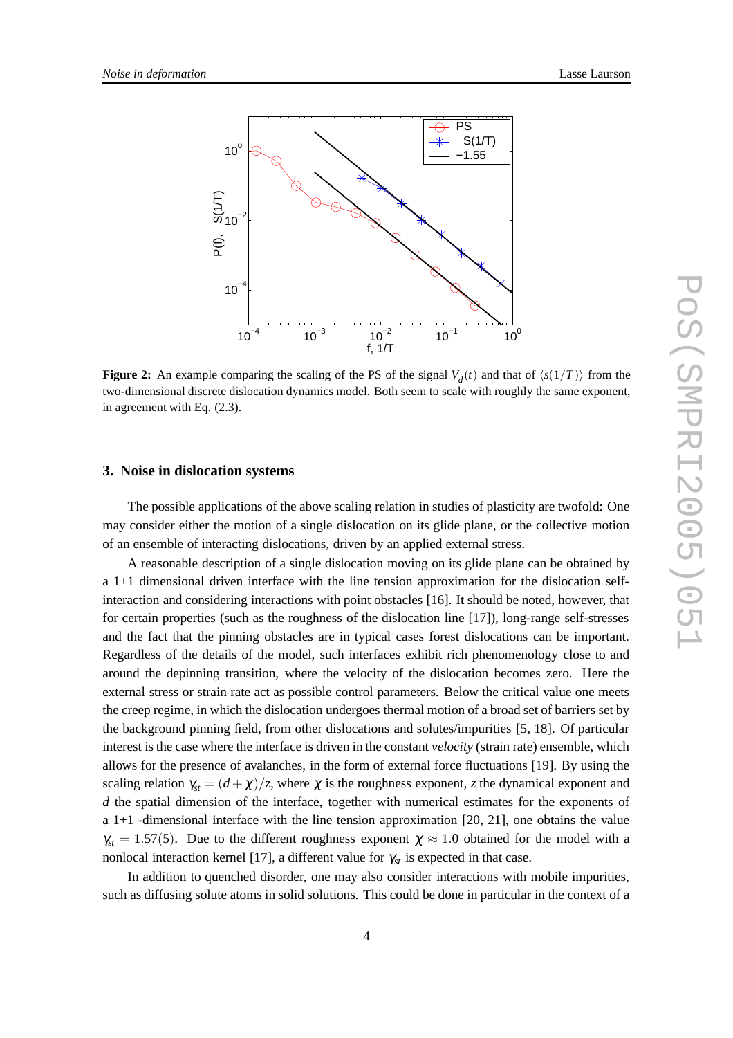**Figure 2:** An example comparing the scaling of the PS of the signal $V_d(t)$ and that of $\langle s(1/T)\rangle$ from the two-dimensional discrete dislocation dynamics model. Both seem to scale with roughly the same exponent, in agreement with Eq. (2.3).

## 3. Noise in dislocation systems

The possible applications of the above scaling relation in studies of plasticity are twofold: One may consider either the motion of a single dislocation on its glide plane, or the collective motion of an ensemble of interacting dislocations, driven by an applied external stress.

A reasonable description of a single dislocation moving on its glide plane can be obtained by a 1+1 dimensional driven interface with the line tension approximation for the dislocation self-interaction and considering interactions with point obstacles [16]. It should be noted, however, that for certain properties (such as the roughness of the dislocation line [17]), long-range self-stresses and the fact that the pinning obstacles are in typical cases forest dislocations can be important. Regardless of the details of the model, such interfaces exhibit rich phenomenology close to and around the depinning transition, where the velocity of the dislocation becomes zero. Here the external stress or strain rate act as possible control parameters. Below the critical value one meets the creep regime, in which the dislocation undergoes thermal motion of a broad set of barriers set by the background pinning field, from other dislocations and solutes/impurities [5, 18]. Of particular interest is the case where the interface is driven in the constant *velocity* (strain rate) ensemble, which allows for the presence of avalanches, in the form of external force fluctuations [19]. By using the scaling relation $\gamma_{st} = (d+\chi)/z$, where $\chi$ is the roughness exponent, $z$ the dynamical exponent and $d$ the spatial dimension of the interface, together with numerical estimates for the exponents of a 1+1 -dimensional interface with the line tension approximation [20, 21], one obtains the value $\gamma_{st} = 1.57(5)$. Due to the different roughness exponent $\chi \approx 1.0$ obtained for the model with a nonlocal interaction kernel [17], a different value for $\gamma_{st}$ is expected in that case.

In addition to quenched disorder, one may also consider interactions with mobile impurities, such as diffusing solute atoms in solid solutions. This could be done in particular in the context of a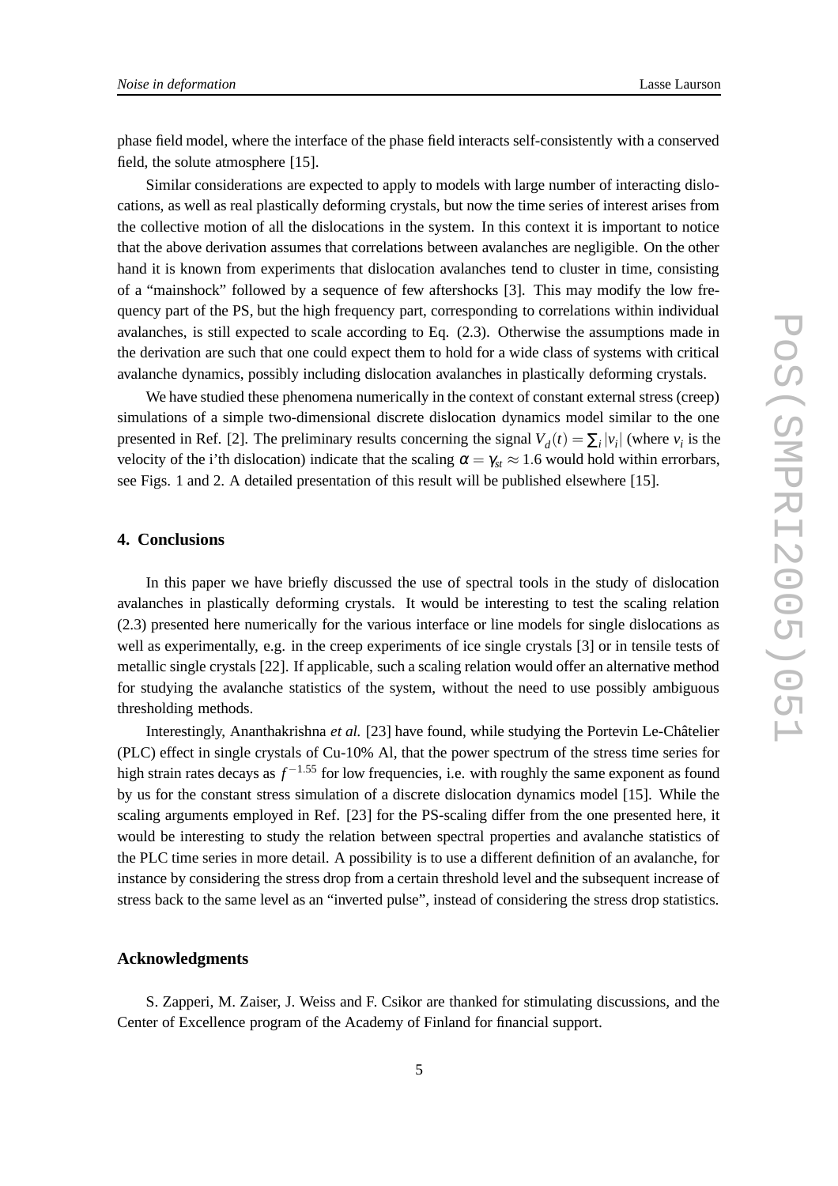phase field model, where the interface of the phase field interacts self-consistently with a conserved field, the solute atmosphere [15].

Similar considerations are expected to apply to models with large number of interacting dislocations, as well as real plastically deforming crystals, but now the time series of interest arises from the collective motion of all the dislocations in the system. In this context it is important to notice that the above derivation assumes that correlations between avalanches are negligible. On the other hand it is known from experiments that dislocation avalanches tend to cluster in time, consisting of a "mainshock" followed by a sequence of few aftershocks [3]. This may modify the low frequency part of the PS, but the high frequency part, corresponding to correlations within individual avalanches, is still expected to scale according to Eq. (2.3). Otherwise the assumptions made in the derivation are such that one could expect them to hold for a wide class of systems with critical avalanche dynamics, possibly including dislocation avalanches in plastically deforming crystals.

We have studied these phenomena numerically in the context of constant external stress (creep) simulations of a simple two-dimensional discrete dislocation dynamics model similar to the one presented in Ref. [2]. The preliminary results concerning the signal $V_d(t) = \sum_i |v_i|$ (where $v_i$ is the velocity of the i'th dislocation) indicate that the scaling $\alpha = \gamma_{st} \approx 1.6$ would hold within errorbars, see Figs. 1 and 2. A detailed presentation of this result will be published elsewhere [15].

## 4. Conclusions

In this paper we have briefly discussed the use of spectral tools in the study of dislocation avalanches in plastically deforming crystals. It would be interesting to test the scaling relation (2.3) presented here numerically for the various interface or line models for single dislocations as well as experimentally, e.g. in the creep experiments of ice single crystals [3] or in tensile tests of metallic single crystals [22]. If applicable, such a scaling relation would offer an alternative method for studying the avalanche statistics of the system, without the need to use possibly ambiguous thresholding methods.

Interestingly, Ananthakrishna *et al.* [23] have found, while studying the Portevin Le-Châtelier (PLC) effect in single crystals of Cu-10% Al, that the power spectrum of the stress time series for high strain rates decays as $f^{-1.55}$ for low frequencies, i.e. with roughly the same exponent as found by us for the constant stress simulation of a discrete dislocation dynamics model [15]. While the scaling arguments employed in Ref. [23] for the PS-scaling differ from the one presented here, it would be interesting to study the relation between spectral properties and avalanche statistics of the PLC time series in more detail. A possibility is to use a different definition of an avalanche, for instance by considering the stress drop from a certain threshold level and the subsequent increase of stress back to the same level as an "inverted pulse", instead of considering the stress drop statistics.

## Acknowledgments

S. Zapperi, M. Zaiser, J. Weiss and F. Csikor are thanked for stimulating discussions, and the Center of Excellence program of the Academy of Finland for financial support.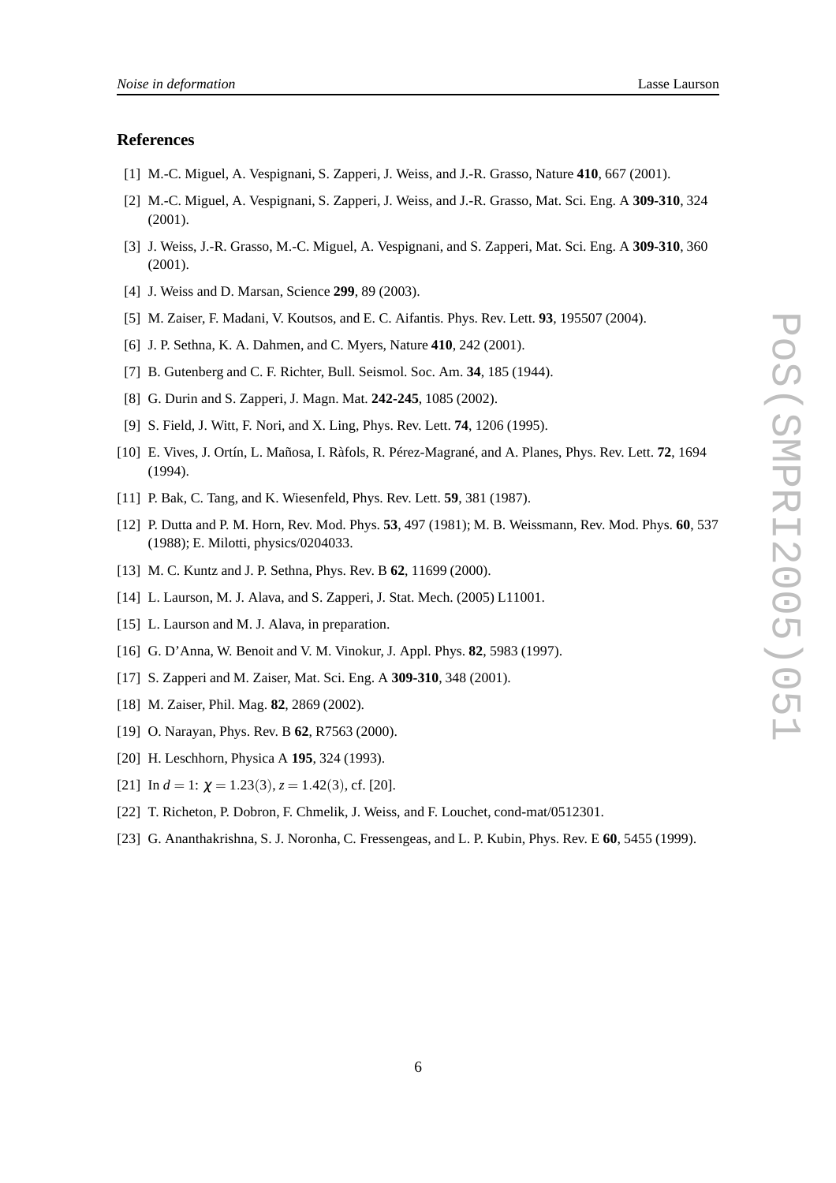## References

[1] M.-C. Miguel, A. Vespignani, S. Zapperi, J. Weiss, and J.-R. Grasso, Nature **410**, 667 (2001).

[2] M.-C. Miguel, A. Vespignani, S. Zapperi, J. Weiss, and J.-R. Grasso, Mat. Sci. Eng. A **309-310**, 324 (2001).

[3] J. Weiss, J.-R. Grasso, M.-C. Miguel, A. Vespignani, and S. Zapperi, Mat. Sci. Eng. A **309-310**, 360 (2001).

[4] J. Weiss and D. Marsan, Science **299**, 89 (2003).

[5] M. Zaiser, F. Madani, V. Koutsos, and E. C. Aifantis. Phys. Rev. Lett. **93**, 195507 (2004).

[6] J. P. Sethna, K. A. Dahmen, and C. Myers, Nature **410**, 242 (2001).

[7] B. Gutenberg and C. F. Richter, Bull. Seismol. Soc. Am. **34**, 185 (1944).

[8] G. Durin and S. Zapperi, J. Magn. Mat. **242-245**, 1085 (2002).

[9] S. Field, J. Witt, F. Nori, and X. Ling, Phys. Rev. Lett. **74**, 1206 (1995).

[10] E. Vives, J. Ortín, L. Mañosa, I. Ràfols, R. Pérez-Magrané, and A. Planes, Phys. Rev. Lett. **72**, 1694 (1994).

[11] P. Bak, C. Tang, and K. Wiesenfeld, Phys. Rev. Lett. **59**, 381 (1987).

[12] P. Dutta and P. M. Horn, Rev. Mod. Phys. **53**, 497 (1981); M. B. Weissmann, Rev. Mod. Phys. **60**, 537 (1988); E. Milotti, physics/0204033.

[13] M. C. Kuntz and J. P. Sethna, Phys. Rev. B **62**, 11699 (2000).

[14] L. Laurson, M. J. Alava, and S. Zapperi, J. Stat. Mech. (2005) L11001.

[15] L. Laurson and M. J. Alava, in preparation.

[16] G. D'Anna, W. Benoit and V. M. Vinokur, J. Appl. Phys. **82**, 5983 (1997).

[17] S. Zapperi and M. Zaiser, Mat. Sci. Eng. A **309-310**, 348 (2001).

[18] M. Zaiser, Phil. Mag. **82**, 2869 (2002).

[19] O. Narayan, Phys. Rev. B **62**, R7563 (2000).

[20] H. Leschhorn, Physica A **195**, 324 (1993).

[21] In $d = 1$: $\chi = 1.23(3)$, $z = 1.42(3)$, cf. [20].

[22] T. Richeton, P. Dobron, F. Chmelik, J. Weiss, and F. Louchet, cond-mat/0512301.

[23] G. Ananthakrishna, S. J. Noronha, C. Fressengeas, and L. P. Kubin, Phys. Rev. E **60**, 5455 (1999).